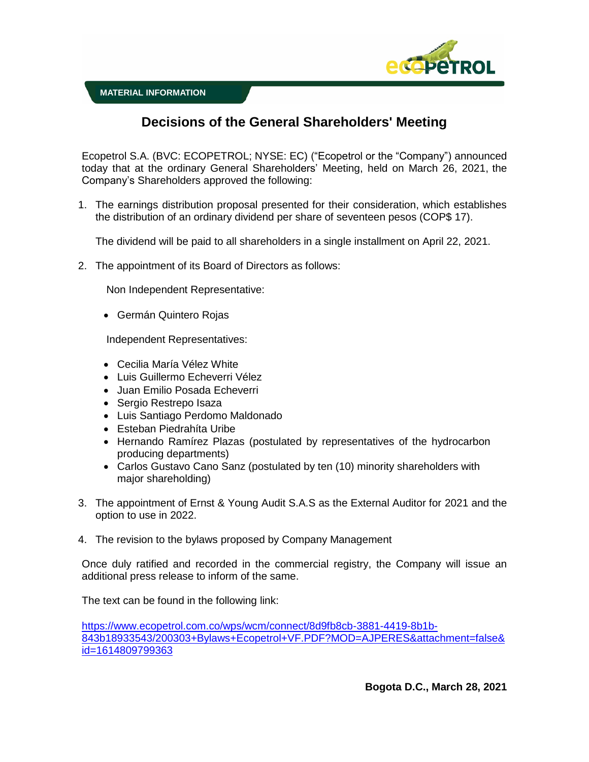MATERIAL INFORMATION

# Decisions of the General Shareholders' Meeting

Ecopetrol S.A. (BVC: ECOPETROL; NYSE: EC) ("Ecopetrol or the "Company") announced today that at the ordinary General Shareholders' Meeting, held on March 26, 2021, the Company's Shareholders approved the following:

1. The earnings distribution proposal presented for their consideration, which establishes the distribution of an ordinary dividend per share of seventeen pesos (COP$ 17).

   The dividend will be paid to all shareholders in a single installment on April 22, 2021.

2. The appointment of its Board of Directors as follows:

   Non Independent Representative:

   - Germán Quintero Rojas

   Independent Representatives:

   - Cecilia María Vélez White
   - Luis Guillermo Echeverri Vélez
   - Juan Emilio Posada Echeverri
   - Sergio Restrepo Isaza
   - Luis Santiago Perdomo Maldonado
   - Esteban Piedrahíta Uribe
   - Hernando Ramírez Plazas (postulated by representatives of the hydrocarbon producing departments)
   - Carlos Gustavo Cano Sanz (postulated by ten (10) minority shareholders with major shareholding)

3. The appointment of Ernst & Young Audit S.A.S as the External Auditor for 2021 and the option to use in 2022.

4. The revision to the bylaws proposed by Company Management

Once duly ratified and recorded in the commercial registry, the Company will issue an additional press release to inform of the same.

The text can be found in the following link:

https://www.ecopetrol.com.co/wps/wcm/connect/8d9fb8cb-3881-4419-8b1b-843b18933543/200303+Bylaws+Ecopetrol+VF.PDF?MOD=AJPERES&attachment=false&id=1614809799363

**Bogota D.C., March 28, 2021**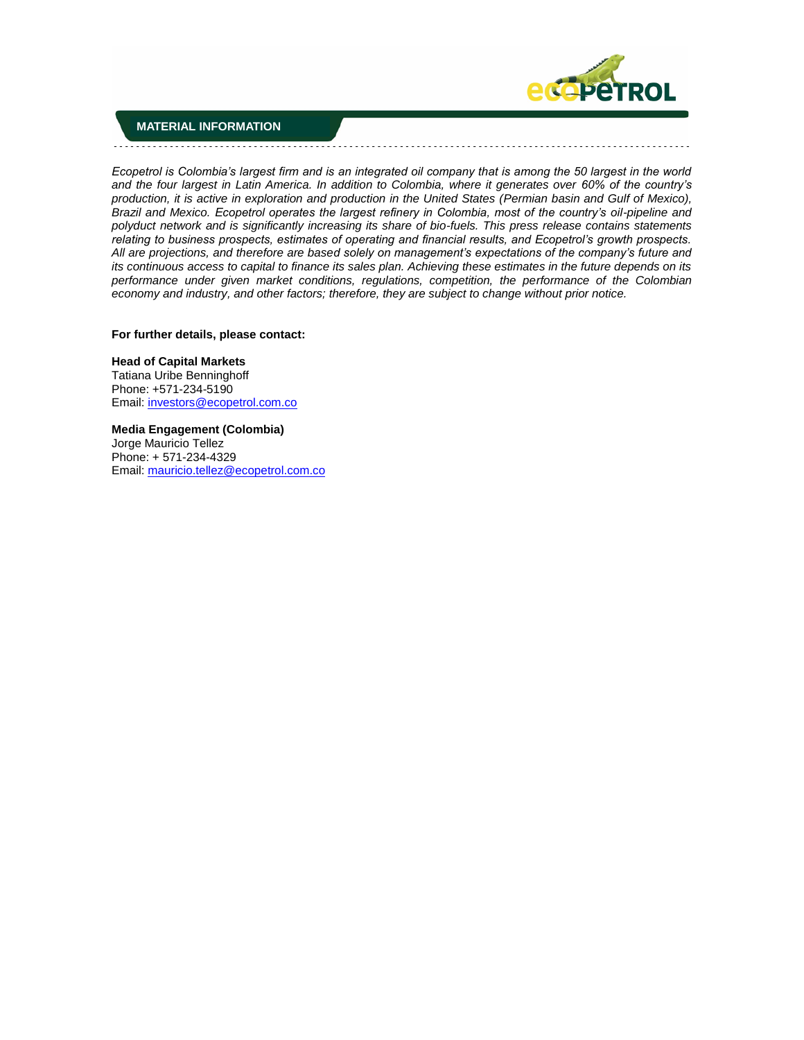## MATERIAL INFORMATION

*Ecopetrol is Colombia's largest firm and is an integrated oil company that is among the 50 largest in the world and the four largest in Latin America. In addition to Colombia, where it generates over 60% of the country's production, it is active in exploration and production in the United States (Permian basin and Gulf of Mexico), Brazil and Mexico. Ecopetrol operates the largest refinery in Colombia, most of the country's oil-pipeline and polyduct network and is significantly increasing its share of bio-fuels. This press release contains statements relating to business prospects, estimates of operating and financial results, and Ecopetrol's growth prospects. All are projections, and therefore are based solely on management's expectations of the company's future and its continuous access to capital to finance its sales plan. Achieving these estimates in the future depends on its performance under given market conditions, regulations, competition, the performance of the Colombian economy and industry, and other factors; therefore, they are subject to change without prior notice.*

**For further details, please contact:**

**Head of Capital Markets**
Tatiana Uribe Benninghoff
Phone: +571-234-5190
Email: investors@ecopetrol.com.co

**Media Engagement (Colombia)**
Jorge Mauricio Tellez
Phone: + 571-234-4329
Email: mauricio.tellez@ecopetrol.com.co